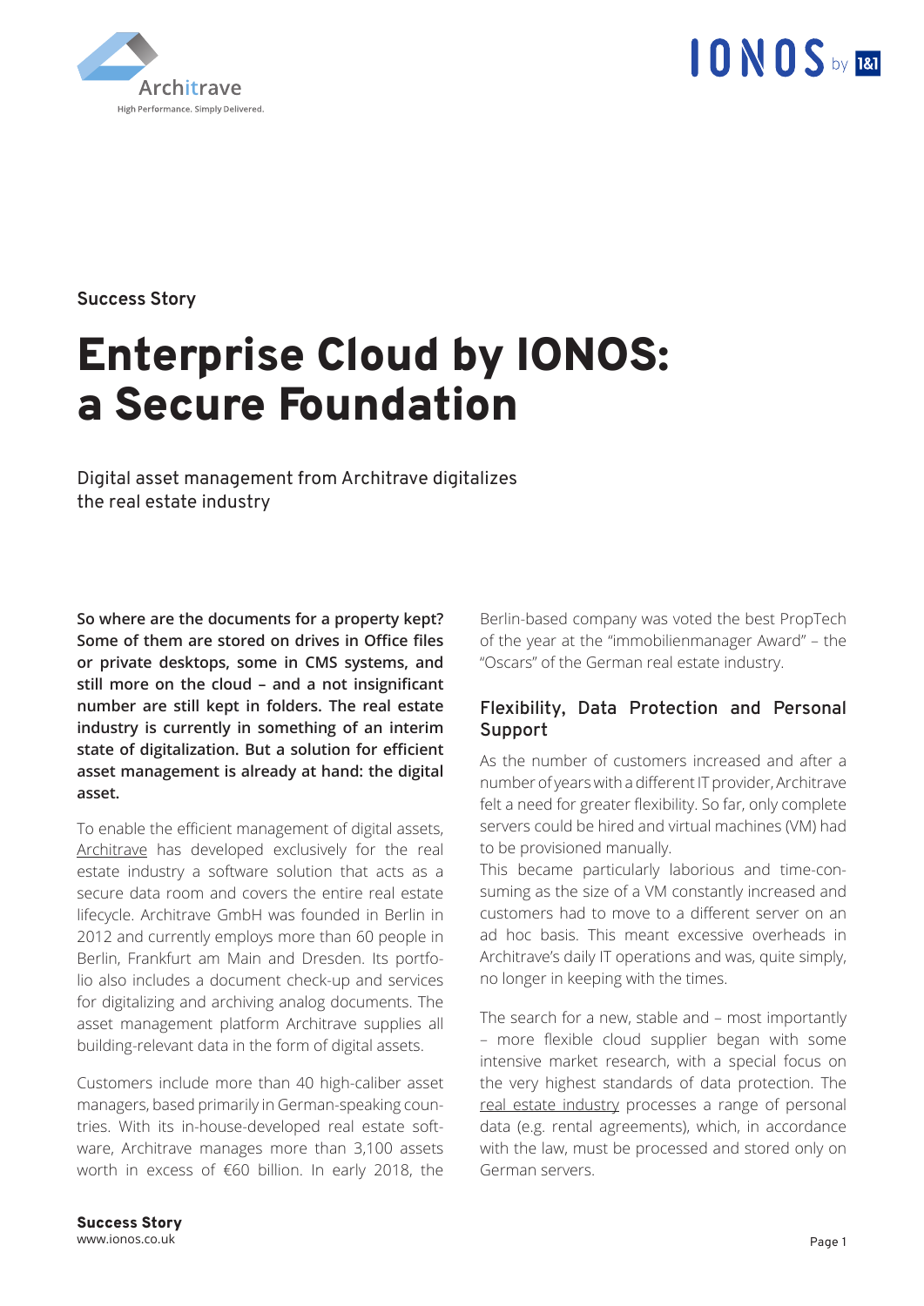Success Story

# Enterprise Cloud by IONOS: a Secure Foundation

Digital asset management from Architrave digitalizes the real estate industry

**So where are the documents for a property kept? Some of them are stored on drives in Office files or private desktops, some in CMS systems, and still more on the cloud – and a not insignificant number are still kept in folders. The real estate industry is currently in something of an interim state of digitalization. But a solution for efficient asset management is already at hand: the digital asset.**

To enable the efficient management of digital assets, Architrave has developed exclusively for the real estate industry a software solution that acts as a secure data room and covers the entire real estate lifecycle. Architrave GmbH was founded in Berlin in 2012 and currently employs more than 60 people in Berlin, Frankfurt am Main and Dresden. Its portfolio also includes a document check-up and services for digitalizing and archiving analog documents. The asset management platform Architrave supplies all building-relevant data in the form of digital assets.

Customers include more than 40 high-caliber asset managers, based primarily in German-speaking countries. With its in-house-developed real estate software, Architrave manages more than 3,100 assets worth in excess of €60 billion. In early 2018, the Berlin-based company was voted the best PropTech of the year at the "immobilienmanager Award" – the "Oscars" of the German real estate industry.

## Flexibility, Data Protection and Personal Support

As the number of customers increased and after a number of years with a different IT provider, Architrave felt a need for greater flexibility. So far, only complete servers could be hired and virtual machines (VM) had to be provisioned manually.
This became particularly laborious and time-consuming as the size of a VM constantly increased and customers had to move to a different server on an ad hoc basis. This meant excessive overheads in Architrave's daily IT operations and was, quite simply, no longer in keeping with the times.

The search for a new, stable and – most importantly – more flexible cloud supplier began with some intensive market research, with a special focus on the very highest standards of data protection. The real estate industry processes a range of personal data (e.g. rental agreements), which, in accordance with the law, must be processed and stored only on German servers.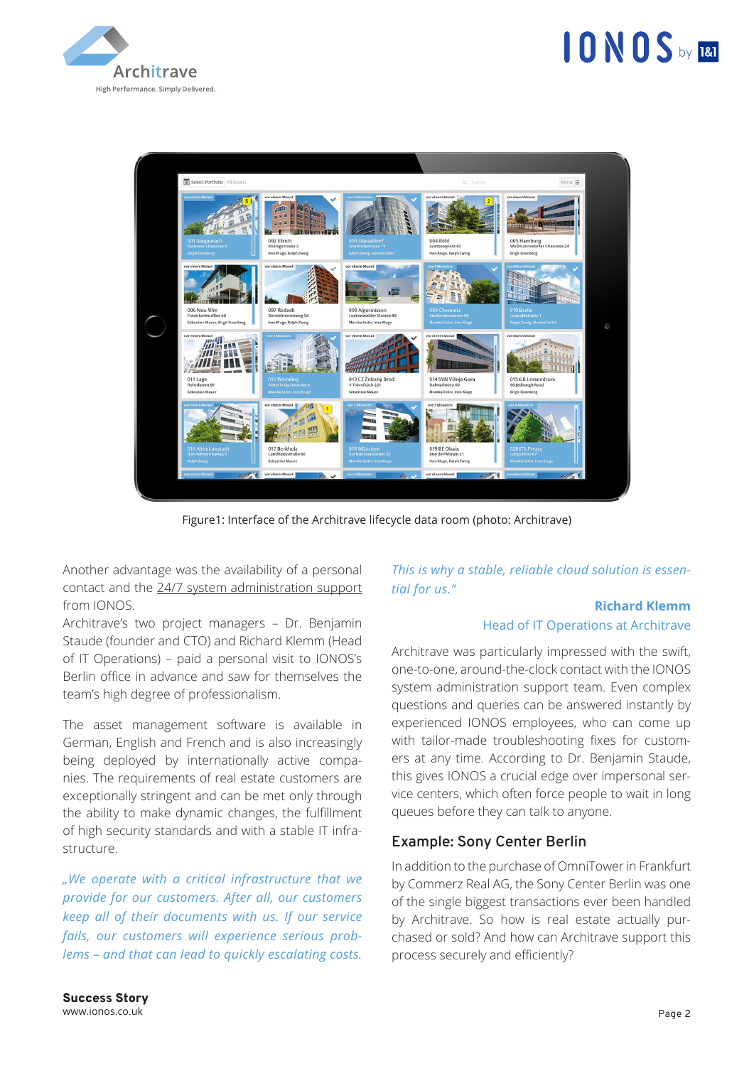Figure1: Interface of the Architrave lifecycle data room (photo: Architrave)

Another advantage was the availability of a personal contact and the 24/7 system administration support from IONOS.

Architrave's two project managers – Dr. Benjamin Staude (founder and CTO) and Richard Klemm (Head of IT Operations) – paid a personal visit to IONOS's Berlin office in advance and saw for themselves the team's high degree of professionalism.

The asset management software is available in German, English and French and is also increasingly being deployed by internationally active companies. The requirements of real estate customers are exceptionally stringent and can be met only through the ability to make dynamic changes, the fulfillment of high security standards and with a stable IT infrastructure.

*„We operate with a critical infrastructure that we provide for our customers. After all, our customers keep all of their documents with us. If our service fails, our customers will experience serious problems – and that can lead to quickly escalating costs. This is why a stable, reliable cloud solution is essential for us."*

**Richard Klemm**
Head of IT Operations at Architrave

Architrave was particularly impressed with the swift, one-to-one, around-the-clock contact with the IONOS system administration support team. Even complex questions and queries can be answered instantly by experienced IONOS employees, who can come up with tailor-made troubleshooting fixes for customers at any time. According to Dr. Benjamin Staude, this gives IONOS a crucial edge over impersonal service centers, which often force people to wait in long queues before they can talk to anyone.

## Example: Sony Center Berlin

In addition to the purchase of OmniTower in Frankfurt by Commerz Real AG, the Sony Center Berlin was one of the single biggest transactions ever been handled by Architrave. So how is real estate actually purchased or sold? And how can Architrave support this process securely and efficiently?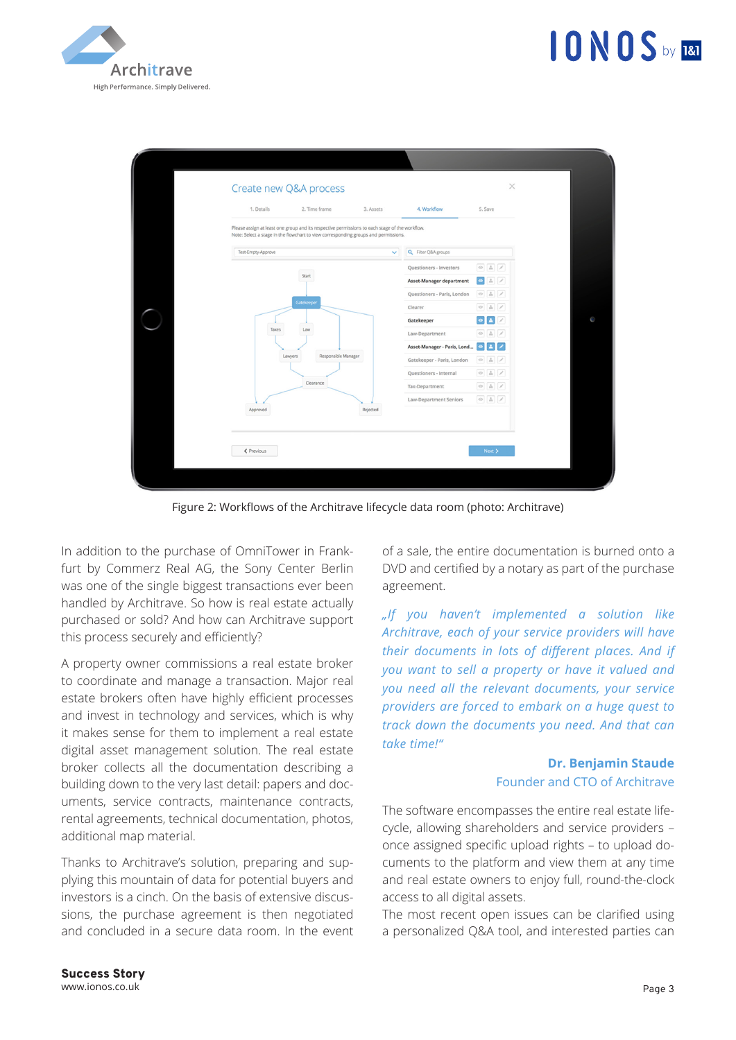Figure 2: Workflows of the Architrave lifecycle data room (photo: Architrave)

In addition to the purchase of OmniTower in Frankfurt by Commerz Real AG, the Sony Center Berlin was one of the single biggest transactions ever been handled by Architrave. So how is real estate actually purchased or sold? And how can Architrave support this process securely and efficiently?

A property owner commissions a real estate broker to coordinate and manage a transaction. Major real estate brokers often have highly efficient processes and invest in technology and services, which is why it makes sense for them to implement a real estate digital asset management solution. The real estate broker collects all the documentation describing a building down to the very last detail: papers and documents, service contracts, maintenance contracts, rental agreements, technical documentation, photos, additional map material.

Thanks to Architrave's solution, preparing and supplying this mountain of data for potential buyers and investors is a cinch. On the basis of extensive discussions, the purchase agreement is then negotiated and concluded in a secure data room. In the event of a sale, the entire documentation is burned onto a DVD and certified by a notary as part of the purchase agreement.

*„If you haven't implemented a solution like Architrave, each of your service providers will have their documents in lots of different places. And if you want to sell a property or have it valued and you need all the relevant documents, your service providers are forced to embark on a huge quest to track down the documents you need. And that can take time!"*

**Dr. Benjamin Staude**
Founder and CTO of Architrave

The software encompasses the entire real estate lifecycle, allowing shareholders and service providers – once assigned specific upload rights – to upload documents to the platform and view them at any time and real estate owners to enjoy full, round-the-clock access to all digital assets.
The most recent open issues can be clarified using a personalized Q&A tool, and interested parties can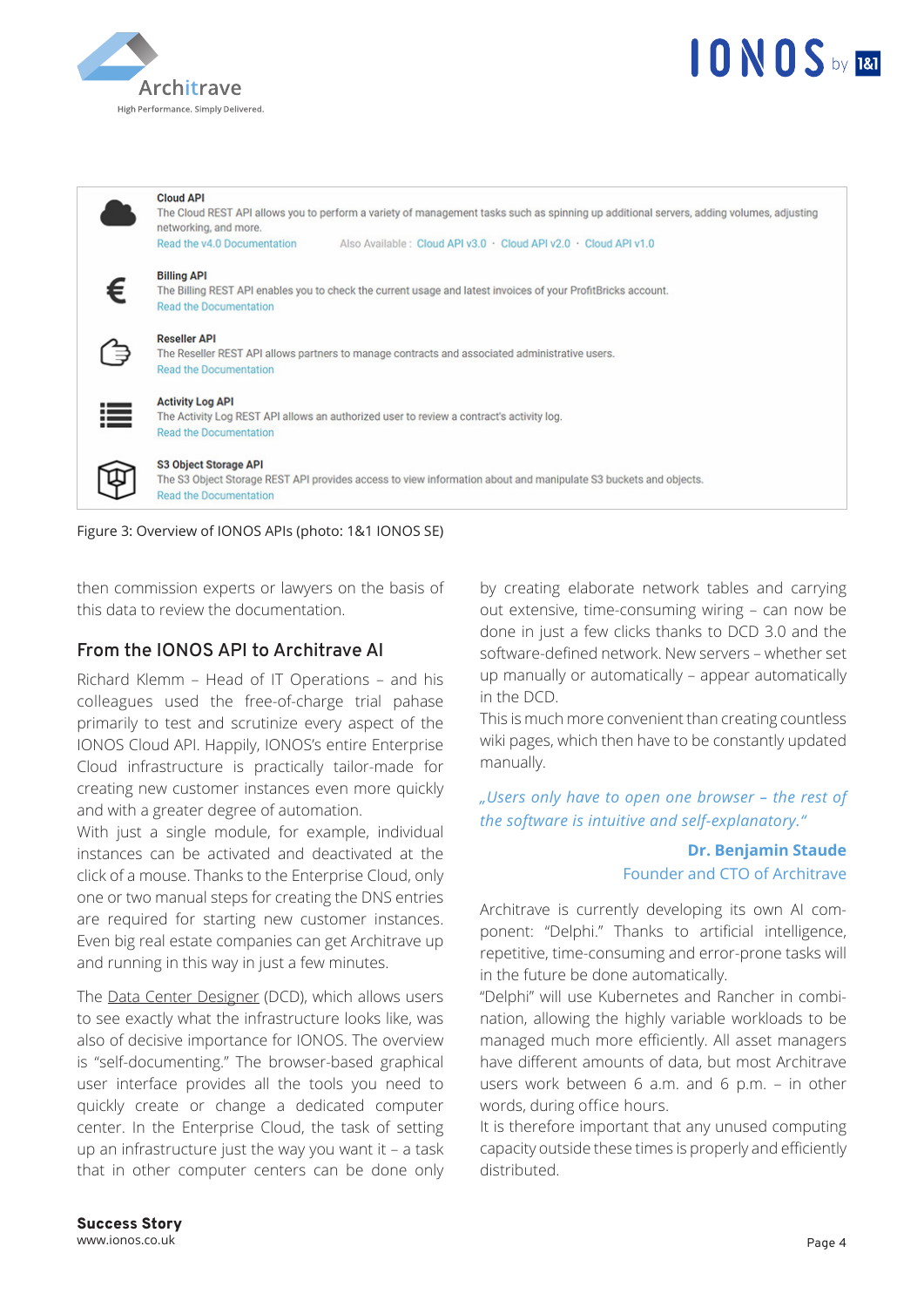**Cloud API**
The Cloud REST API allows you to perform a variety of management tasks such as spinning up additional servers, adding volumes, adjusting networking, and more.
Read the v4.0 Documentation    Also Available : Cloud API v3.0 · Cloud API v2.0 · Cloud API v1.0

**Billing API**
The Billing REST API enables you to check the current usage and latest invoices of your ProfitBricks account.
Read the Documentation

**Reseller API**
The Reseller REST API allows partners to manage contracts and associated administrative users.
Read the Documentation

**Activity Log API**
The Activity Log REST API allows an authorized user to review a contract's activity log.
Read the Documentation

**S3 Object Storage API**
The S3 Object Storage REST API provides access to view information about and manipulate S3 buckets and objects.
Read the Documentation

Figure 3: Overview of IONOS APIs (photo: 1&1 IONOS SE)

then commission experts or lawyers on the basis of this data to review the documentation.

## From the IONOS API to Architrave AI

Richard Klemm – Head of IT Operations – and his colleagues used the free-of-charge trial pahase primarily to test and scrutinize every aspect of the IONOS Cloud API. Happily, IONOS's entire Enterprise Cloud infrastructure is practically tailor-made for creating new customer instances even more quickly and with a greater degree of automation.
With just a single module, for example, individual instances can be activated and deactivated at the click of a mouse. Thanks to the Enterprise Cloud, only one or two manual steps for creating the DNS entries are required for starting new customer instances. Even big real estate companies can get Architrave up and running in this way in just a few minutes.

The Data Center Designer (DCD), which allows users to see exactly what the infrastructure looks like, was also of decisive importance for IONOS. The overview is "self-documenting." The browser-based graphical user interface provides all the tools you need to quickly create or change a dedicated computer center. In the Enterprise Cloud, the task of setting up an infrastructure just the way you want it – a task that in other computer centers can be done only by creating elaborate network tables and carrying out extensive, time-consuming wiring – can now be done in just a few clicks thanks to DCD 3.0 and the software-defined network. New servers – whether set up manually or automatically – appear automatically in the DCD.
This is much more convenient than creating countless wiki pages, which then have to be constantly updated manually.

*„Users only have to open one browser – the rest of the software is intuitive and self-explanatory."*

**Dr. Benjamin Staude**
Founder and CTO of Architrave

Architrave is currently developing its own AI component: "Delphi." Thanks to artificial intelligence, repetitive, time-consuming and error-prone tasks will in the future be done automatically.
"Delphi" will use Kubernetes and Rancher in combination, allowing the highly variable workloads to be managed much more efficiently. All asset managers have different amounts of data, but most Architrave users work between 6 a.m. and 6 p.m. – in other words, during office hours.
It is therefore important that any unused computing capacity outside these times is properly and efficiently distributed.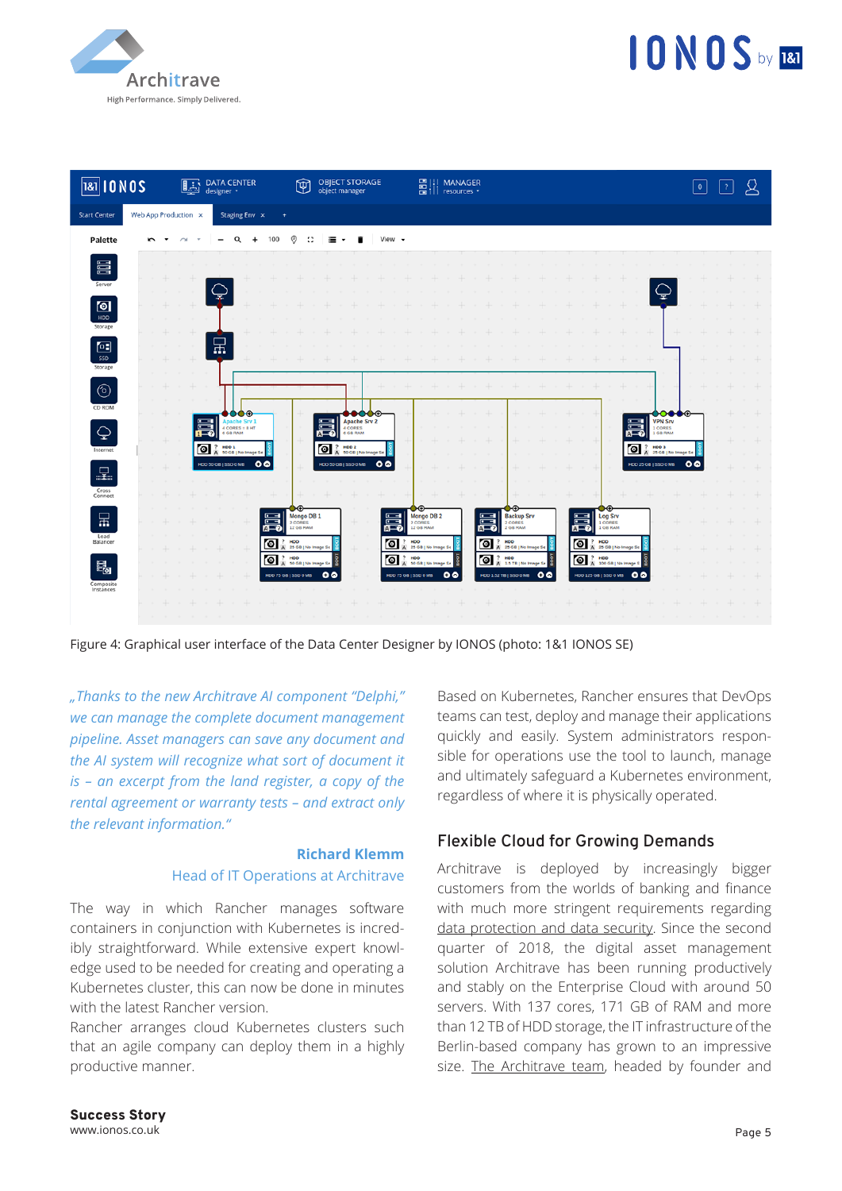Figure 4: Graphical user interface of the Data Center Designer by IONOS (photo: 1&1 IONOS SE)

*„Thanks to the new Architrave AI component "Delphi," we can manage the complete document management pipeline. Asset managers can save any document and the AI system will recognize what sort of document it is – an excerpt from the land register, a copy of the rental agreement or warranty tests – and extract only the relevant information."*

**Richard Klemm**
Head of IT Operations at Architrave

The way in which Rancher manages software containers in conjunction with Kubernetes is incredibly straightforward. While extensive expert knowledge used to be needed for creating and operating a Kubernetes cluster, this can now be done in minutes with the latest Rancher version.
Rancher arranges cloud Kubernetes clusters such that an agile company can deploy them in a highly productive manner.

Based on Kubernetes, Rancher ensures that DevOps teams can test, deploy and manage their applications quickly and easily. System administrators responsible for operations use the tool to launch, manage and ultimately safeguard a Kubernetes environment, regardless of where it is physically operated.

## Flexible Cloud for Growing Demands

Architrave is deployed by increasingly bigger customers from the worlds of banking and finance with much more stringent requirements regarding data protection and data security. Since the second quarter of 2018, the digital asset management solution Architrave has been running productively and stably on the Enterprise Cloud with around 50 servers. With 137 cores, 171 GB of RAM and more than 12 TB of HDD storage, the IT infrastructure of the Berlin-based company has grown to an impressive size. The Architrave team, headed by founder and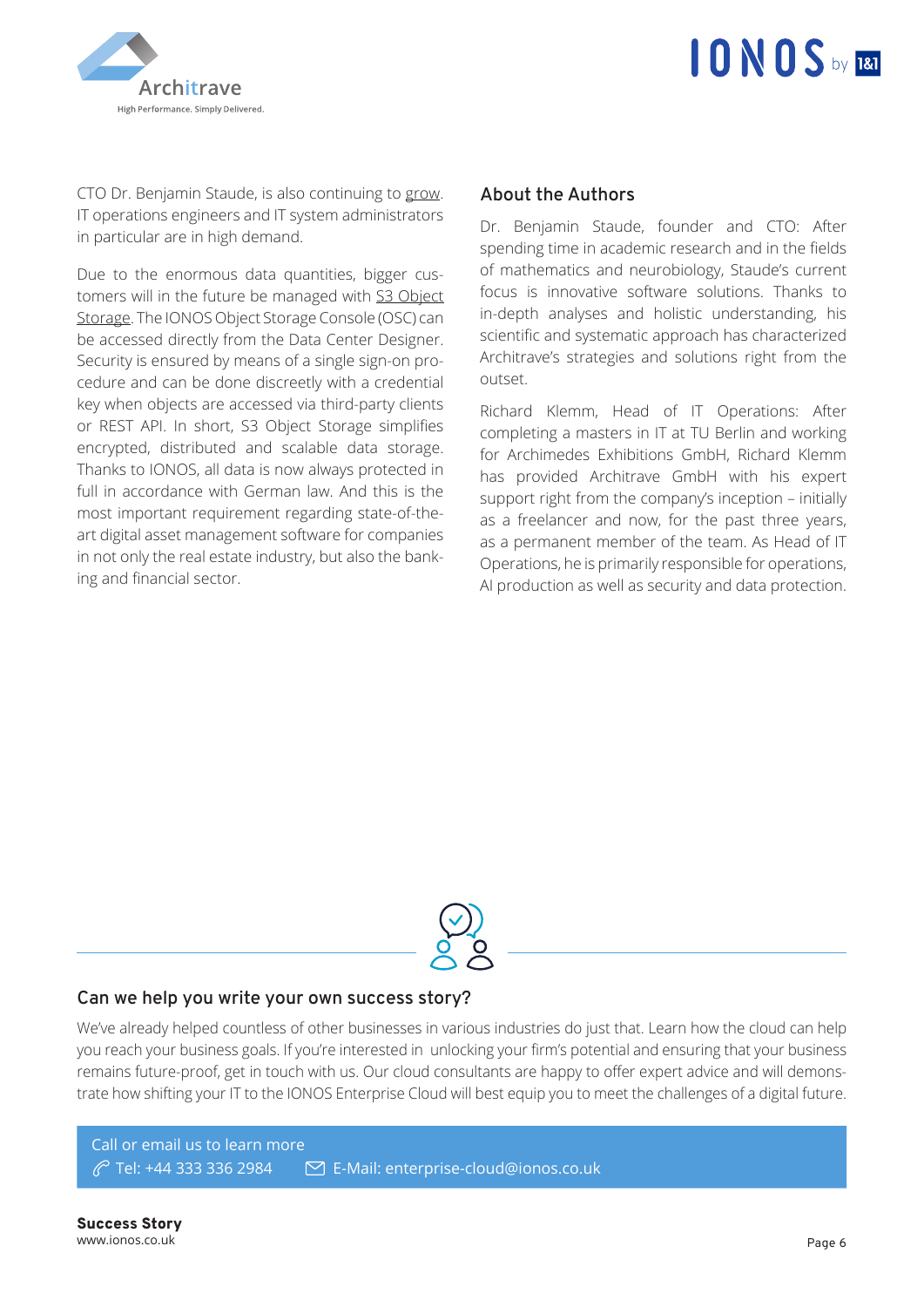CTO Dr. Benjamin Staude, is also continuing to grow. IT operations engineers and IT system administrators in particular are in high demand.

Due to the enormous data quantities, bigger customers will in the future be managed with S3 Object Storage. The IONOS Object Storage Console (OSC) can be accessed directly from the Data Center Designer. Security is ensured by means of a single sign-on procedure and can be done discreetly with a credential key when objects are accessed via third-party clients or REST API. In short, S3 Object Storage simplifies encrypted, distributed and scalable data storage. Thanks to IONOS, all data is now always protected in full in accordance with German law. And this is the most important requirement regarding state-of-the-art digital asset management software for companies in not only the real estate industry, but also the banking and financial sector.

## About the Authors

Dr. Benjamin Staude, founder and CTO: After spending time in academic research and in the fields of mathematics and neurobiology, Staude's current focus is innovative software solutions. Thanks to in-depth analyses and holistic understanding, his scientific and systematic approach has characterized Architrave's strategies and solutions right from the outset.

Richard Klemm, Head of IT Operations: After completing a masters in IT at TU Berlin and working for Archimedes Exhibitions GmbH, Richard Klemm has provided Architrave GmbH with his expert support right from the company's inception – initially as a freelancer and now, for the past three years, as a permanent member of the team. As Head of IT Operations, he is primarily responsible for operations, AI production as well as security and data protection.

## Can we help you write your own success story?

We've already helped countless of other businesses in various industries do just that. Learn how the cloud can help you reach your business goals. If you're interested in unlocking your firm's potential and ensuring that your business remains future-proof, get in touch with us. Our cloud consultants are happy to offer expert advice and will demonstrate how shifting your IT to the IONOS Enterprise Cloud will best equip you to meet the challenges of a digital future.

Call or email us to learn more
Tel: +44 333 336 2984 E-Mail: enterprise-cloud@ionos.co.uk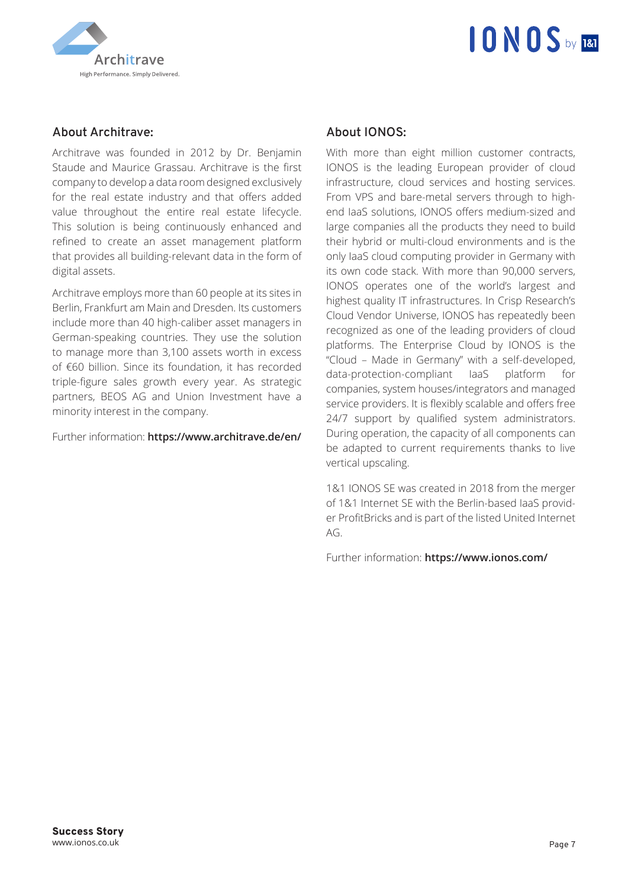## About Architrave:

Architrave was founded in 2012 by Dr. Benjamin Staude and Maurice Grassau. Architrave is the first company to develop a data room designed exclusively for the real estate industry and that offers added value throughout the entire real estate lifecycle. This solution is being continuously enhanced and refined to create an asset management platform that provides all building-relevant data in the form of digital assets.

Architrave employs more than 60 people at its sites in Berlin, Frankfurt am Main and Dresden. Its customers include more than 40 high-caliber asset managers in German-speaking countries. They use the solution to manage more than 3,100 assets worth in excess of €60 billion. Since its foundation, it has recorded triple-figure sales growth every year. As strategic partners, BEOS AG and Union Investment have a minority interest in the company.

Further information: **https://www.architrave.de/en/**

## About IONOS:

With more than eight million customer contracts, IONOS is the leading European provider of cloud infrastructure, cloud services and hosting services. From VPS and bare-metal servers through to high-end IaaS solutions, IONOS offers medium-sized and large companies all the products they need to build their hybrid or multi-cloud environments and is the only IaaS cloud computing provider in Germany with its own code stack. With more than 90,000 servers, IONOS operates one of the world's largest and highest quality IT infrastructures. In Crisp Research's Cloud Vendor Universe, IONOS has repeatedly been recognized as one of the leading providers of cloud platforms. The Enterprise Cloud by IONOS is the "Cloud – Made in Germany" with a self-developed, data-protection-compliant IaaS platform for companies, system houses/integrators and managed service providers. It is flexibly scalable and offers free 24/7 support by qualified system administrators. During operation, the capacity of all components can be adapted to current requirements thanks to live vertical upscaling.

1&1 IONOS SE was created in 2018 from the merger of 1&1 Internet SE with the Berlin-based IaaS provider ProfitBricks and is part of the listed United Internet AG.

Further information: **https://www.ionos.com/**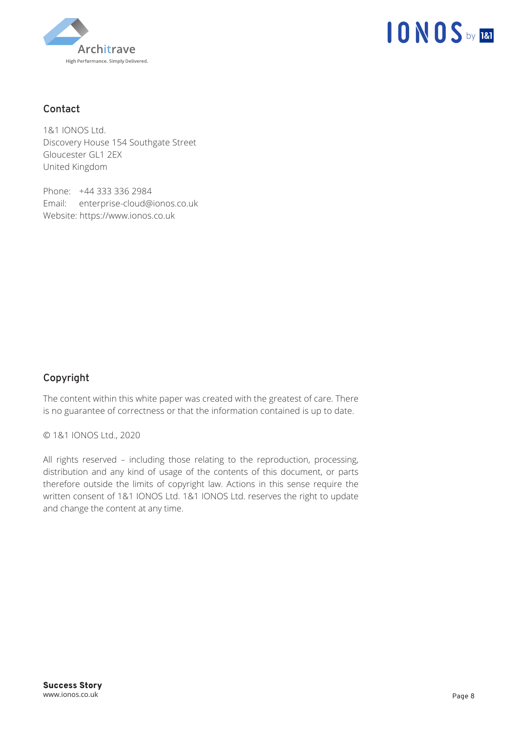## Contact

1&1 IONOS Ltd.
Discovery House 154 Southgate Street
Gloucester GL1 2EX
United Kingdom

Phone: +44 333 336 2984
Email: enterprise-cloud@ionos.co.uk
Website: https://www.ionos.co.uk

## Copyright

The content within this white paper was created with the greatest of care. There is no guarantee of correctness or that the information contained is up to date.

© 1&1 IONOS Ltd., 2020

All rights reserved – including those relating to the reproduction, processing, distribution and any kind of usage of the contents of this document, or parts therefore outside the limits of copyright law. Actions in this sense require the written consent of 1&1 IONOS Ltd. 1&1 IONOS Ltd. reserves the right to update and change the content at any time.